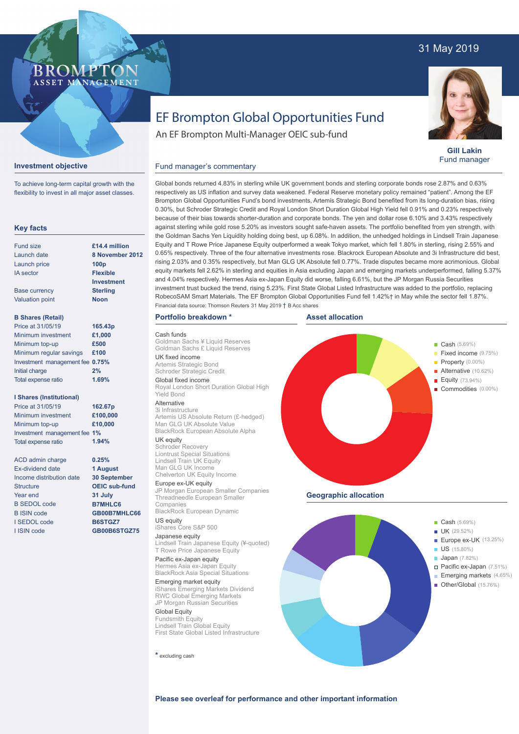31 May 2019

BROMPTON
ASSET MANAGEMENT

# EF Brompton Global Opportunities Fund

An EF Brompton Multi-Manager OEIC sub-fund

**Gill Lakin**
Fund manager

## Investment objective

To achieve long-term capital growth with the flexibility to invest in all major asset classes.

## Key facts

| | |
|---|---|
| Fund size | £14.4 million |
| Launch date | 8 November 2012 |
| Launch price | 100p |
| IA sector | Flexible Investment |
| Base currency | Sterling |
| Valuation point | Noon |

**B Shares (Retail)**

| | |
|---|---|
| Price at 31/05/19 | 165.43p |
| Minimum investment | £1,000 |
| Minimum top-up | £500 |
| Minimum regular savings | £100 |
| Investment management fee | 0.75% |
| Initial charge | 2% |
| Total expense ratio | 1.69% |

**I Shares (Institutional)**

| | |
|---|---|
| Price at 31/05/19 | 162.67p |
| Minimum investment | £100,000 |
| Minimum top-up | £10,000 |
| Investment management fee | 1% |
| Total expense ratio | 1.94% |

| | |
|---|---|
| ACD admin charge | 0.25% |
| Ex-dividend date | 1 August |
| Income distribution date | 30 September |
| Structure | OEIC sub-fund |
| Year end | 31 July |
| B SEDOL code | B7MHLC6 |
| B ISIN code | GB00B7MHLC66 |
| I SEDOL code | B6STGZ7 |
| I ISIN code | GB00B6STGZ75 |

## Fund manager's commentary

Global bonds returned 4.83% in sterling while UK government bonds and sterling corporate bonds rose 2.87% and 0.63% respectively as US inflation and survey data weakened. Federal Reserve monetary policy remained "patient". Among the EF Brompton Global Opportunities Fund's bond investments, Artemis Strategic Bond benefited from its long-duration bias, rising 0.30%, but Schroder Strategic Credit and Royal London Short Duration Global High Yield fell 0.91% and 0.23% respectively because of their bias towards shorter-duration and corporate bonds. The yen and dollar rose 6.10% and 3.43% respectively against sterling while gold rose 5.20% as investors sought safe-haven assets. The portfolio benefited from yen strength, with the Goldman Sachs Yen Liquidity holding doing best, up 6.08%. In addition, the unhedged holdings in Lindsell Train Japanese Equity and T Rowe Price Japanese Equity outperformed a weak Tokyo market, which fell 1.80% in sterling, rising 2.55% and 0.65% respectively. Three of the four alternative investments rose. Blackrock European Absolute and 3i Infrastructure did best, rising 2.03% and 0.35% respectively, but Man GLG UK Absolute fell 0.77%. Trade disputes became more acrimonious. Global equity markets fell 2.62% in sterling and equities in Asia excluding Japan and emerging markets underperformed, falling 5.37% and 4.04% respectively. Hermes Asia ex-Japan Equity did worse, falling 6.61%, but the JP Morgan Russia Securities investment trust bucked the trend, rising 5.23%. First State Global Listed Infrastructure was added to the portfolio, replacing RobecoSAM Smart Materials. The EF Brompton Global Opportunities Fund fell 1.42%† in May while the sector fell 1.87%.

Financial data source: Thomson Reuters 31 May 2019 † B Acc shares

## Portfolio breakdown *

**Cash funds**
Goldman Sachs ¥ Liquid Reserves
Goldman Sachs £ Liquid Reserves

**UK fixed income**
Artemis Strategic Bond
Schroder Strategic Credit

**Global fixed income**
Royal London Short Duration Global High Yield Bond

**Alternative**
3i Infrastructure
Artemis US Absolute Return (£-hedged)
Man GLG UK Absolute Value
BlackRock European Absolute Alpha

**UK equity**
Schroder Recovery
Liontrust Special Situations
Lindsell Train UK Equity
Man GLG UK Income
Chelverton UK Equity Income

**Europe ex-UK equity**
JP Morgan European Smaller Companies
Threadneedle European Smaller Companies
BlackRock European Dynamic

**US equity**
iShares Core S&P 500

**Japanese equity**
Lindsell Train Japanese Equity (¥-quoted)
T Rowe Price Japanese Equity

**Pacific ex-Japan equity**
Hermes Asia ex-Japan Equity
BlackRock Asia Special Situations

**Emerging market equity**
iShares Emerging Markets Dividend
RWC Global Emerging Markets
JP Morgan Russian Securities

**Global Equity**
Fundsmith Equity
Lindsell Train Global Equity
First State Global Listed Infrastructure

* excluding cash

## Asset allocation

- Cash (5.69%)
- Fixed income (9.75%)
- Property (0.00%)
- Alternative (10.62%)
- Equity (73.94%)
- Commodities (0.00%)

## Geographic allocation

- Cash (5.69%)
- UK (29.52%)
- Europe ex-UK (13.25%)
- US (15.80%)
- Japan (7.82%)
- Pacific ex-Japan (7.51%)
- Emerging markets (4.65%)
- Other/Global (15.76%)

**Please see overleaf for performance and other important information**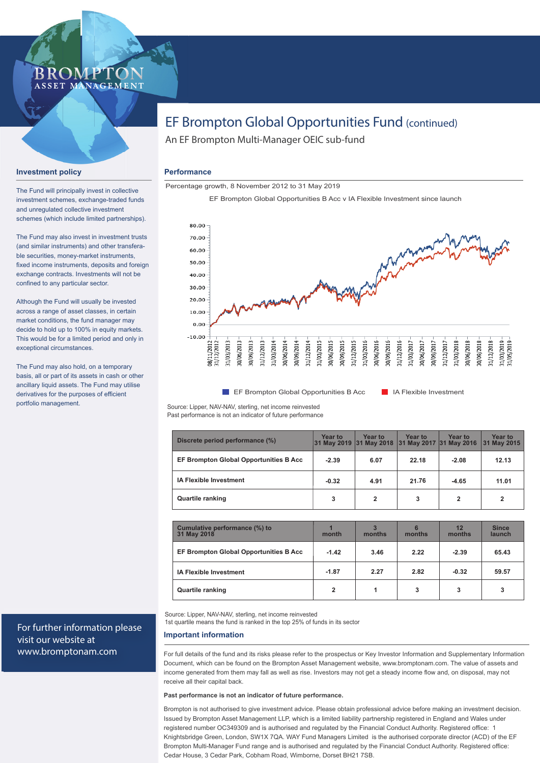# EF Brompton Global Opportunities Fund (continued)

An EF Brompton Multi-Manager OEIC sub-fund

## Investment policy

The Fund will principally invest in collective investment schemes, exchange-traded funds and unregulated collective investment schemes (which include limited partnerships).

The Fund may also invest in investment trusts (and similar instruments) and other transferable securities, money-market instruments, fixed income instruments, deposits and foreign exchange contracts. Investments will not be confined to any particular sector.

Although the Fund will usually be invested across a range of asset classes, in certain market conditions, the fund manager may decide to hold up to 100% in equity markets. This would be for a limited period and only in exceptional circumstances.

The Fund may also hold, on a temporary basis, all or part of its assets in cash or other ancillary liquid assets. The Fund may utilise derivatives for the purposes of efficient portfolio management.

For further information please visit our website at www.bromptonam.com

## Performance

Percentage growth, 8 November 2012 to 31 May 2019

EF Brompton Global Opportunities B Acc v IA Flexible Investment since launch

80.00
70.00
60.00
50.00
40.00
30.00
20.00
10.00
0.00
-10.00

08/11/2012 31/12/2012 31/03/2013 30/06/2013 30/09/2013 31/12/2013 31/03/2014 30/06/2014 30/09/2014 31/12/2014 31/03/2015 30/06/2015 30/09/2015 31/12/2015 31/03/2016 30/06/2016 30/09/2016 31/12/2016 31/03/2017 30/06/2017 30/09/2017 31/12/2017 31/03/2018 30/06/2018 30/09/2018 31/12/2018 31/03/2019 31/05/2019

EF Brompton Global Opportunities B Acc
IA Flexible Investment

Source: Lipper, NAV-NAV, sterling, net income reinvested
Past performance is not an indicator of future performance

| Discrete period performance (%) | Year to 31 May 2019 | Year to 31 May 2018 | Year to 31 May 2017 | Year to 31 May 2016 | Year to 31 May 2015 |
|---|---|---|---|---|---|
| EF Brompton Global Opportunities B Acc | -2.39 | 6.07 | 22.18 | -2.08 | 12.13 |
| IA Flexible Investment | -0.32 | 4.91 | 21.76 | -4.65 | 11.01 |
| Quartile ranking | 3 | 2 | 3 | 2 | 2 |

| Cumulative performance (%) to 31 May 2018 | 1 month | 3 months | 6 months | 12 months | Since launch |
|---|---|---|---|---|---|
| EF Brompton Global Opportunities B Acc | -1.42 | 3.46 | 2.22 | -2.39 | 65.43 |
| IA Flexible Investment | -1.87 | 2.27 | 2.82 | -0.32 | 59.57 |
| Quartile ranking | 2 | 1 | 3 | 3 | 3 |

Source: Lipper, NAV-NAV, sterling, net income reinvested
1st quartile means the fund is ranked in the top 25% of funds in its sector

## Important information

For full details of the fund and its risks please refer to the prospectus or Key Investor Information and Supplementary Information Document, which can be found on the Brompton Asset Management website, www.bromptonam.com. The value of assets and income generated from them may fall as well as rise. Investors may not get a steady income flow and, on disposal, may not receive all their capital back.

**Past performance is not an indicator of future performance.**

Brompton is not authorised to give investment advice. Please obtain professional advice before making an investment decision. Issued by Brompton Asset Management LLP, which is a limited liability partnership registered in England and Wales under registered number OC349309 and is authorised and regulated by the Financial Conduct Authority. Registered office: 1 Knightsbridge Green, London, SW1X 7QA. WAY Fund Managers Limited is the authorised corporate director (ACD) of the EF Brompton Multi-Manager Fund range and is authorised and regulated by the Financial Conduct Authority. Registered office: Cedar House, 3 Cedar Park, Cobham Road, Wimborne, Dorset BH21 7SB.